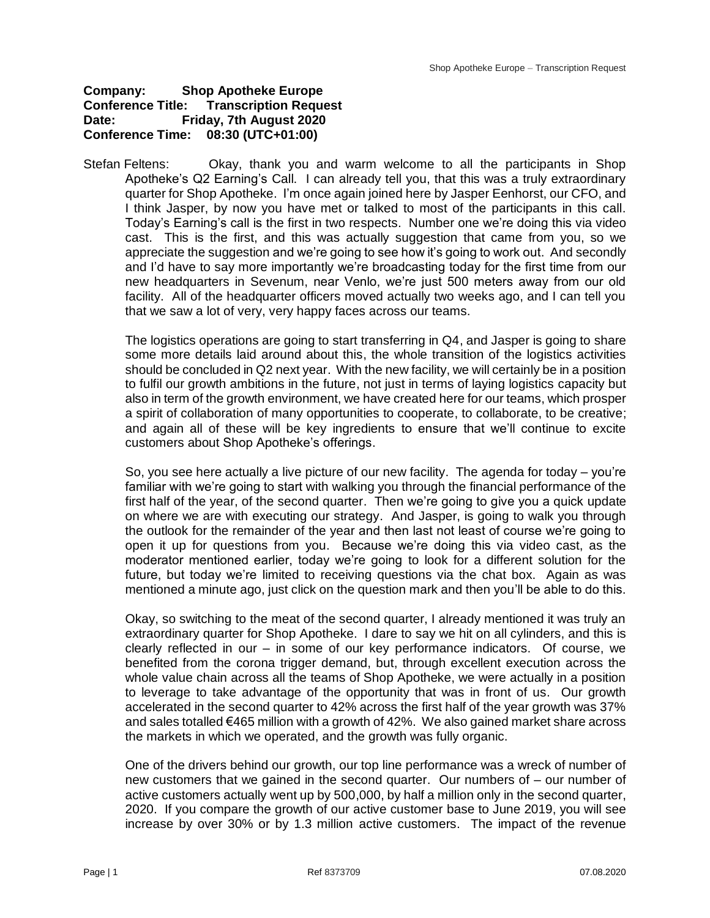**Company:** Shop Apotheke Europe
**Conference Title:** Transcription Request
**Date:** Friday, 7th August 2020
**Conference Time:** 08:30 (UTC+01:00)

Stefan Feltens: Okay, thank you and warm welcome to all the participants in Shop Apotheke's Q2 Earning's Call. I can already tell you, that this was a truly extraordinary quarter for Shop Apotheke. I'm once again joined here by Jasper Eenhorst, our CFO, and I think Jasper, by now you have met or talked to most of the participants in this call. Today's Earning's call is the first in two respects. Number one we're doing this via video cast. This is the first, and this was actually suggestion that came from you, so we appreciate the suggestion and we're going to see how it's going to work out. And secondly and I'd have to say more importantly we're broadcasting today for the first time from our new headquarters in Sevenum, near Venlo, we're just 500 meters away from our old facility. All of the headquarter officers moved actually two weeks ago, and I can tell you that we saw a lot of very, very happy faces across our teams.

The logistics operations are going to start transferring in Q4, and Jasper is going to share some more details laid around about this, the whole transition of the logistics activities should be concluded in Q2 next year. With the new facility, we will certainly be in a position to fulfil our growth ambitions in the future, not just in terms of laying logistics capacity but also in term of the growth environment, we have created here for our teams, which prosper a spirit of collaboration of many opportunities to cooperate, to collaborate, to be creative; and again all of these will be key ingredients to ensure that we'll continue to excite customers about Shop Apotheke's offerings.

So, you see here actually a live picture of our new facility. The agenda for today – you're familiar with we're going to start with walking you through the financial performance of the first half of the year, of the second quarter. Then we're going to give you a quick update on where we are with executing our strategy. And Jasper, is going to walk you through the outlook for the remainder of the year and then last not least of course we're going to open it up for questions from you. Because we're doing this via video cast, as the moderator mentioned earlier, today we're going to look for a different solution for the future, but today we're limited to receiving questions via the chat box. Again as was mentioned a minute ago, just click on the question mark and then you'll be able to do this.

Okay, so switching to the meat of the second quarter, I already mentioned it was truly an extraordinary quarter for Shop Apotheke. I dare to say we hit on all cylinders, and this is clearly reflected in our – in some of our key performance indicators. Of course, we benefited from the corona trigger demand, but, through excellent execution across the whole value chain across all the teams of Shop Apotheke, we were actually in a position to leverage to take advantage of the opportunity that was in front of us. Our growth accelerated in the second quarter to 42% across the first half of the year growth was 37% and sales totalled €465 million with a growth of 42%. We also gained market share across the markets in which we operated, and the growth was fully organic.

One of the drivers behind our growth, our top line performance was a wreck of number of new customers that we gained in the second quarter. Our numbers of – our number of active customers actually went up by 500,000, by half a million only in the second quarter, 2020. If you compare the growth of our active customer base to June 2019, you will see increase by over 30% or by 1.3 million active customers. The impact of the revenue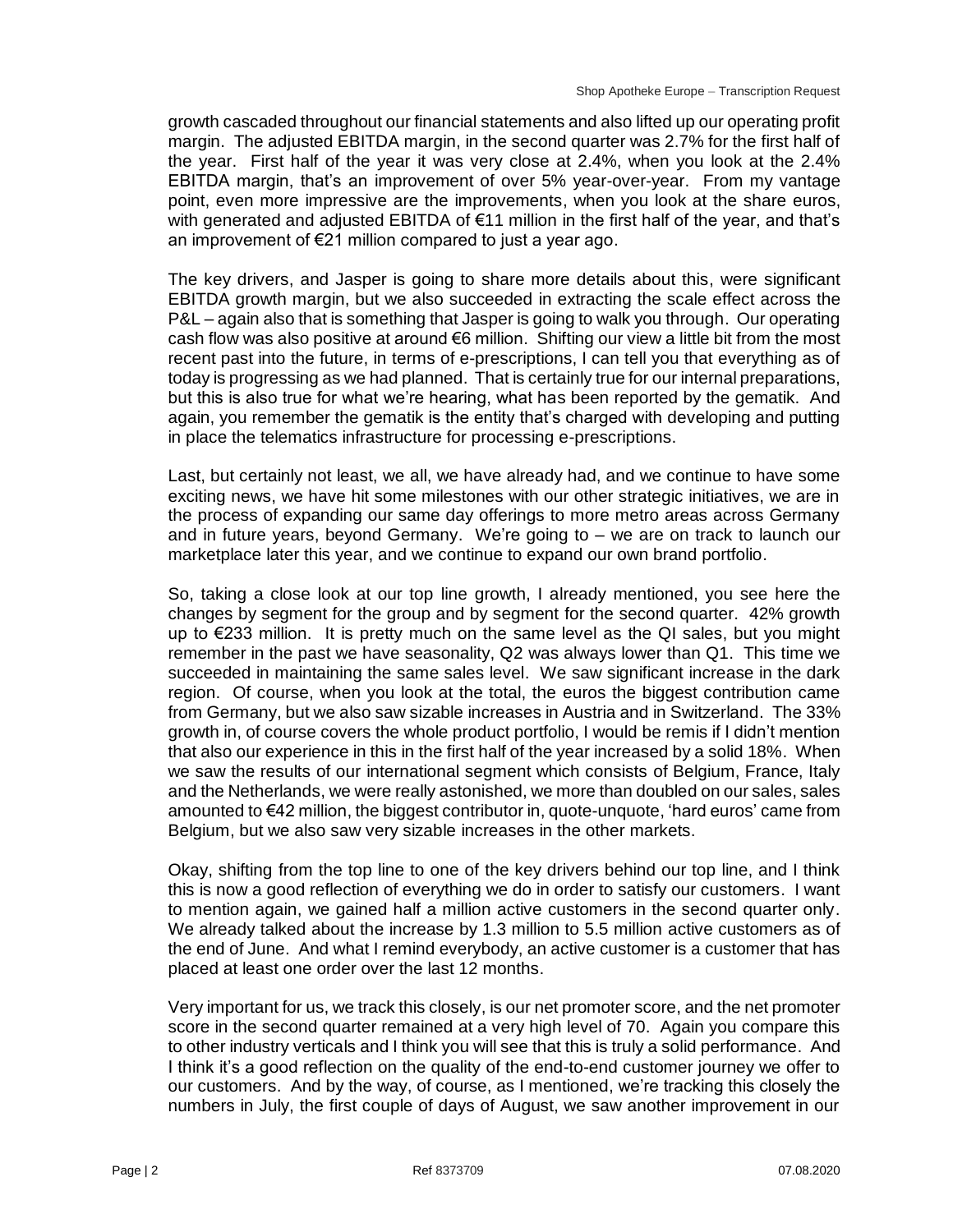growth cascaded throughout our financial statements and also lifted up our operating profit margin. The adjusted EBITDA margin, in the second quarter was 2.7% for the first half of the year. First half of the year it was very close at 2.4%, when you look at the 2.4% EBITDA margin, that's an improvement of over 5% year-over-year. From my vantage point, even more impressive are the improvements, when you look at the share euros, with generated and adjusted EBITDA of €11 million in the first half of the year, and that's an improvement of €21 million compared to just a year ago.

The key drivers, and Jasper is going to share more details about this, were significant EBITDA growth margin, but we also succeeded in extracting the scale effect across the P&L – again also that is something that Jasper is going to walk you through. Our operating cash flow was also positive at around €6 million. Shifting our view a little bit from the most recent past into the future, in terms of e-prescriptions, I can tell you that everything as of today is progressing as we had planned. That is certainly true for our internal preparations, but this is also true for what we're hearing, what has been reported by the gematik. And again, you remember the gematik is the entity that's charged with developing and putting in place the telematics infrastructure for processing e-prescriptions.

Last, but certainly not least, we all, we have already had, and we continue to have some exciting news, we have hit some milestones with our other strategic initiatives, we are in the process of expanding our same day offerings to more metro areas across Germany and in future years, beyond Germany. We're going to – we are on track to launch our marketplace later this year, and we continue to expand our own brand portfolio.

So, taking a close look at our top line growth, I already mentioned, you see here the changes by segment for the group and by segment for the second quarter. 42% growth up to €233 million. It is pretty much on the same level as the QI sales, but you might remember in the past we have seasonality, Q2 was always lower than Q1. This time we succeeded in maintaining the same sales level. We saw significant increase in the dark region. Of course, when you look at the total, the euros the biggest contribution came from Germany, but we also saw sizable increases in Austria and in Switzerland. The 33% growth in, of course covers the whole product portfolio, I would be remis if I didn't mention that also our experience in this in the first half of the year increased by a solid 18%. When we saw the results of our international segment which consists of Belgium, France, Italy and the Netherlands, we were really astonished, we more than doubled on our sales, sales amounted to €42 million, the biggest contributor in, quote-unquote, 'hard euros' came from Belgium, but we also saw very sizable increases in the other markets.

Okay, shifting from the top line to one of the key drivers behind our top line, and I think this is now a good reflection of everything we do in order to satisfy our customers. I want to mention again, we gained half a million active customers in the second quarter only. We already talked about the increase by 1.3 million to 5.5 million active customers as of the end of June. And what I remind everybody, an active customer is a customer that has placed at least one order over the last 12 months.

Very important for us, we track this closely, is our net promoter score, and the net promoter score in the second quarter remained at a very high level of 70. Again you compare this to other industry verticals and I think you will see that this is truly a solid performance. And I think it's a good reflection on the quality of the end-to-end customer journey we offer to our customers. And by the way, of course, as I mentioned, we're tracking this closely the numbers in July, the first couple of days of August, we saw another improvement in our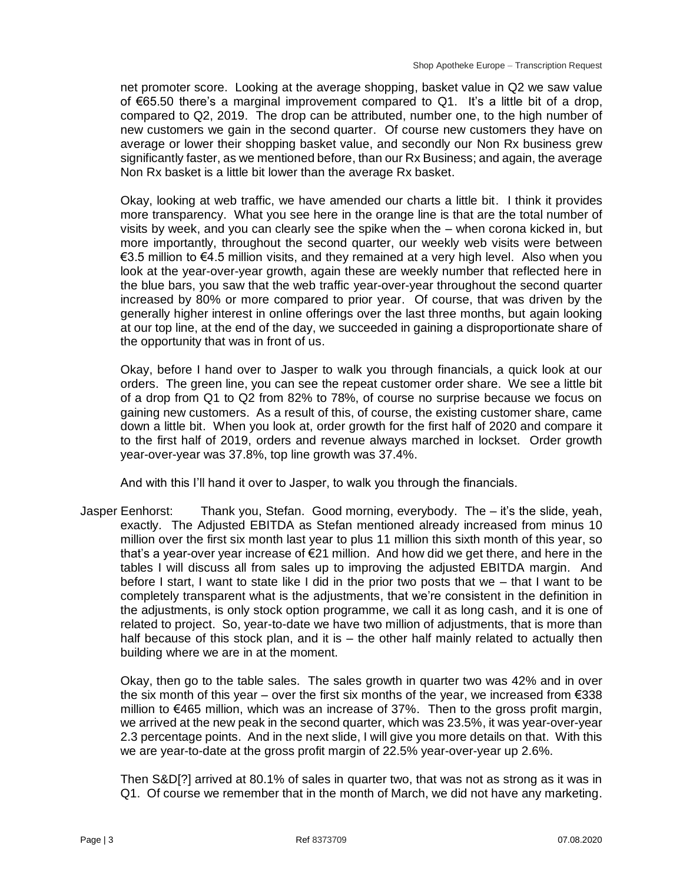net promoter score. Looking at the average shopping, basket value in Q2 we saw value of €65.50 there's a marginal improvement compared to Q1. It's a little bit of a drop, compared to Q2, 2019. The drop can be attributed, number one, to the high number of new customers we gain in the second quarter. Of course new customers they have on average or lower their shopping basket value, and secondly our Non Rx business grew significantly faster, as we mentioned before, than our Rx Business; and again, the average Non Rx basket is a little bit lower than the average Rx basket.

Okay, looking at web traffic, we have amended our charts a little bit. I think it provides more transparency. What you see here in the orange line is that are the total number of visits by week, and you can clearly see the spike when the – when corona kicked in, but more importantly, throughout the second quarter, our weekly web visits were between €3.5 million to €4.5 million visits, and they remained at a very high level. Also when you look at the year-over-year growth, again these are weekly number that reflected here in the blue bars, you saw that the web traffic year-over-year throughout the second quarter increased by 80% or more compared to prior year. Of course, that was driven by the generally higher interest in online offerings over the last three months, but again looking at our top line, at the end of the day, we succeeded in gaining a disproportionate share of the opportunity that was in front of us.

Okay, before I hand over to Jasper to walk you through financials, a quick look at our orders. The green line, you can see the repeat customer order share. We see a little bit of a drop from Q1 to Q2 from 82% to 78%, of course no surprise because we focus on gaining new customers. As a result of this, of course, the existing customer share, came down a little bit. When you look at, order growth for the first half of 2020 and compare it to the first half of 2019, orders and revenue always marched in lockset. Order growth year-over-year was 37.8%, top line growth was 37.4%.

And with this I'll hand it over to Jasper, to walk you through the financials.

Jasper Eenhorst: Thank you, Stefan. Good morning, everybody. The – it's the slide, yeah, exactly. The Adjusted EBITDA as Stefan mentioned already increased from minus 10 million over the first six month last year to plus 11 million this sixth month of this year, so that's a year-over year increase of €21 million. And how did we get there, and here in the tables I will discuss all from sales up to improving the adjusted EBITDA margin. And before I start, I want to state like I did in the prior two posts that we – that I want to be completely transparent what is the adjustments, that we're consistent in the definition in the adjustments, is only stock option programme, we call it as long cash, and it is one of related to project. So, year-to-date we have two million of adjustments, that is more than half because of this stock plan, and it is – the other half mainly related to actually then building where we are in at the moment.

Okay, then go to the table sales. The sales growth in quarter two was 42% and in over the six month of this year – over the first six months of the year, we increased from €338 million to €465 million, which was an increase of 37%. Then to the gross profit margin, we arrived at the new peak in the second quarter, which was 23.5%, it was year-over-year 2.3 percentage points. And in the next slide, I will give you more details on that. With this we are year-to-date at the gross profit margin of 22.5% year-over-year up 2.6%.

Then S&D[?] arrived at 80.1% of sales in quarter two, that was not as strong as it was in Q1. Of course we remember that in the month of March, we did not have any marketing.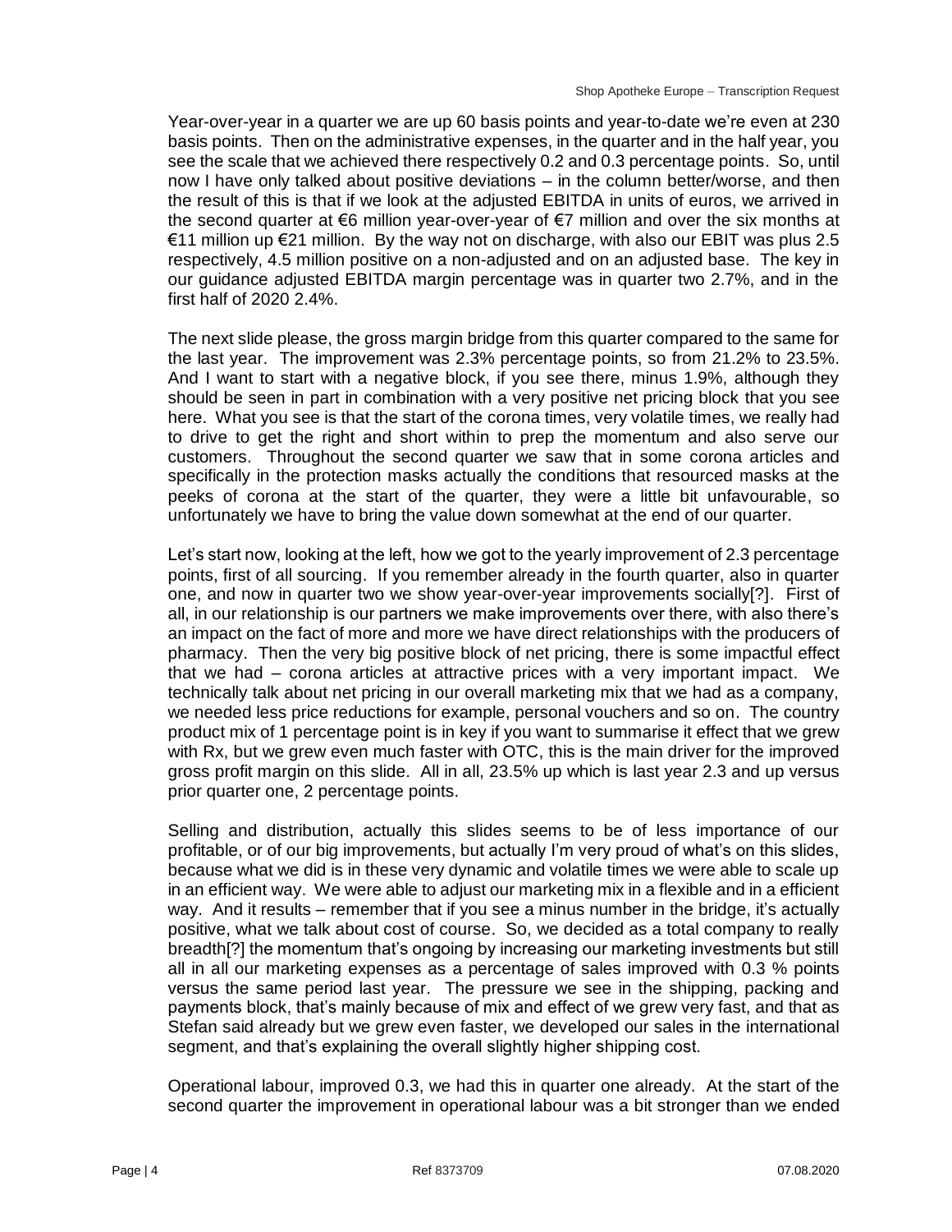Year-over-year in a quarter we are up 60 basis points and year-to-date we're even at 230 basis points. Then on the administrative expenses, in the quarter and in the half year, you see the scale that we achieved there respectively 0.2 and 0.3 percentage points. So, until now I have only talked about positive deviations – in the column better/worse, and then the result of this is that if we look at the adjusted EBITDA in units of euros, we arrived in the second quarter at €6 million year-over-year of €7 million and over the six months at €11 million up €21 million. By the way not on discharge, with also our EBIT was plus 2.5 respectively, 4.5 million positive on a non-adjusted and on an adjusted base. The key in our guidance adjusted EBITDA margin percentage was in quarter two 2.7%, and in the first half of 2020 2.4%.

The next slide please, the gross margin bridge from this quarter compared to the same for the last year. The improvement was 2.3% percentage points, so from 21.2% to 23.5%. And I want to start with a negative block, if you see there, minus 1.9%, although they should be seen in part in combination with a very positive net pricing block that you see here. What you see is that the start of the corona times, very volatile times, we really had to drive to get the right and short within to prep the momentum and also serve our customers. Throughout the second quarter we saw that in some corona articles and specifically in the protection masks actually the conditions that resourced masks at the peeks of corona at the start of the quarter, they were a little bit unfavourable, so unfortunately we have to bring the value down somewhat at the end of our quarter.

Let's start now, looking at the left, how we got to the yearly improvement of 2.3 percentage points, first of all sourcing. If you remember already in the fourth quarter, also in quarter one, and now in quarter two we show year-over-year improvements socially[?]. First of all, in our relationship is our partners we make improvements over there, with also there's an impact on the fact of more and more we have direct relationships with the producers of pharmacy. Then the very big positive block of net pricing, there is some impactful effect that we had – corona articles at attractive prices with a very important impact. We technically talk about net pricing in our overall marketing mix that we had as a company, we needed less price reductions for example, personal vouchers and so on. The country product mix of 1 percentage point is in key if you want to summarise it effect that we grew with Rx, but we grew even much faster with OTC, this is the main driver for the improved gross profit margin on this slide. All in all, 23.5% up which is last year 2.3 and up versus prior quarter one, 2 percentage points.

Selling and distribution, actually this slides seems to be of less importance of our profitable, or of our big improvements, but actually I'm very proud of what's on this slides, because what we did is in these very dynamic and volatile times we were able to scale up in an efficient way. We were able to adjust our marketing mix in a flexible and in a efficient way. And it results – remember that if you see a minus number in the bridge, it's actually positive, what we talk about cost of course. So, we decided as a total company to really breadth[?] the momentum that's ongoing by increasing our marketing investments but still all in all our marketing expenses as a percentage of sales improved with 0.3 % points versus the same period last year. The pressure we see in the shipping, packing and payments block, that's mainly because of mix and effect of we grew very fast, and that as Stefan said already but we grew even faster, we developed our sales in the international segment, and that's explaining the overall slightly higher shipping cost.

Operational labour, improved 0.3, we had this in quarter one already. At the start of the second quarter the improvement in operational labour was a bit stronger than we ended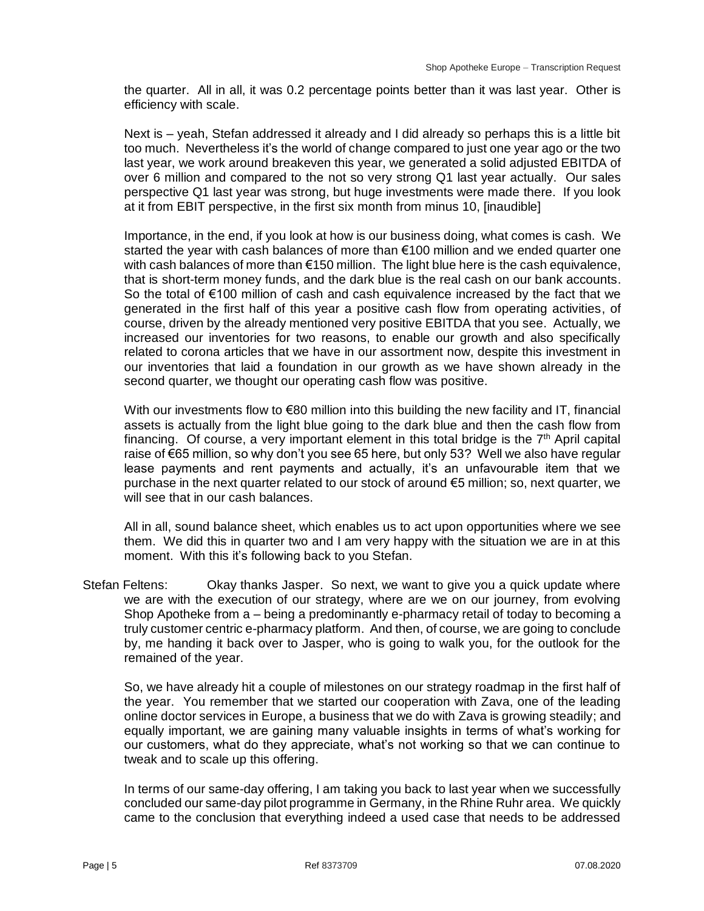the quarter. All in all, it was 0.2 percentage points better than it was last year. Other is efficiency with scale.

Next is – yeah, Stefan addressed it already and I did already so perhaps this is a little bit too much. Nevertheless it's the world of change compared to just one year ago or the two last year, we work around breakeven this year, we generated a solid adjusted EBITDA of over 6 million and compared to the not so very strong Q1 last year actually. Our sales perspective Q1 last year was strong, but huge investments were made there. If you look at it from EBIT perspective, in the first six month from minus 10, [inaudible]

Importance, in the end, if you look at how is our business doing, what comes is cash. We started the year with cash balances of more than €100 million and we ended quarter one with cash balances of more than €150 million. The light blue here is the cash equivalence, that is short-term money funds, and the dark blue is the real cash on our bank accounts. So the total of €100 million of cash and cash equivalence increased by the fact that we generated in the first half of this year a positive cash flow from operating activities, of course, driven by the already mentioned very positive EBITDA that you see. Actually, we increased our inventories for two reasons, to enable our growth and also specifically related to corona articles that we have in our assortment now, despite this investment in our inventories that laid a foundation in our growth as we have shown already in the second quarter, we thought our operating cash flow was positive.

With our investments flow to €80 million into this building the new facility and IT, financial assets is actually from the light blue going to the dark blue and then the cash flow from financing. Of course, a very important element in this total bridge is the 7th April capital raise of €65 million, so why don't you see 65 here, but only 53? Well we also have regular lease payments and rent payments and actually, it's an unfavourable item that we purchase in the next quarter related to our stock of around €5 million; so, next quarter, we will see that in our cash balances.

All in all, sound balance sheet, which enables us to act upon opportunities where we see them. We did this in quarter two and I am very happy with the situation we are in at this moment. With this it's following back to you Stefan.

Stefan Feltens: Okay thanks Jasper. So next, we want to give you a quick update where we are with the execution of our strategy, where are we on our journey, from evolving Shop Apotheke from a – being a predominantly e-pharmacy retail of today to becoming a truly customer centric e-pharmacy platform. And then, of course, we are going to conclude by, me handing it back over to Jasper, who is going to walk you, for the outlook for the remained of the year.

So, we have already hit a couple of milestones on our strategy roadmap in the first half of the year. You remember that we started our cooperation with Zava, one of the leading online doctor services in Europe, a business that we do with Zava is growing steadily; and equally important, we are gaining many valuable insights in terms of what's working for our customers, what do they appreciate, what's not working so that we can continue to tweak and to scale up this offering.

In terms of our same-day offering, I am taking you back to last year when we successfully concluded our same-day pilot programme in Germany, in the Rhine Ruhr area. We quickly came to the conclusion that everything indeed a used case that needs to be addressed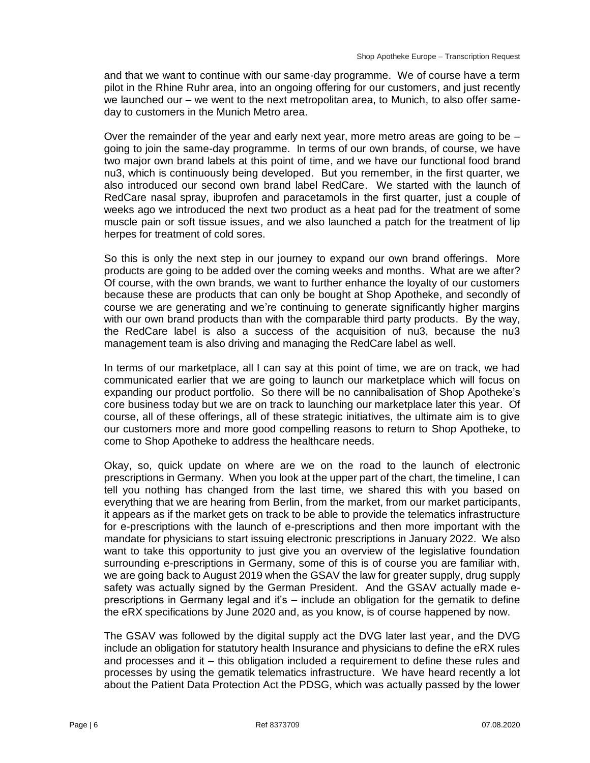and that we want to continue with our same-day programme. We of course have a term pilot in the Rhine Ruhr area, into an ongoing offering for our customers, and just recently we launched our – we went to the next metropolitan area, to Munich, to also offer same-day to customers in the Munich Metro area.

Over the remainder of the year and early next year, more metro areas are going to be – going to join the same-day programme. In terms of our own brands, of course, we have two major own brand labels at this point of time, and we have our functional food brand nu3, which is continuously being developed. But you remember, in the first quarter, we also introduced our second own brand label RedCare. We started with the launch of RedCare nasal spray, ibuprofen and paracetamols in the first quarter, just a couple of weeks ago we introduced the next two product as a heat pad for the treatment of some muscle pain or soft tissue issues, and we also launched a patch for the treatment of lip herpes for treatment of cold sores.

So this is only the next step in our journey to expand our own brand offerings. More products are going to be added over the coming weeks and months. What are we after? Of course, with the own brands, we want to further enhance the loyalty of our customers because these are products that can only be bought at Shop Apotheke, and secondly of course we are generating and we're continuing to generate significantly higher margins with our own brand products than with the comparable third party products. By the way, the RedCare label is also a success of the acquisition of nu3, because the nu3 management team is also driving and managing the RedCare label as well.

In terms of our marketplace, all I can say at this point of time, we are on track, we had communicated earlier that we are going to launch our marketplace which will focus on expanding our product portfolio. So there will be no cannibalisation of Shop Apotheke's core business today but we are on track to launching our marketplace later this year. Of course, all of these offerings, all of these strategic initiatives, the ultimate aim is to give our customers more and more good compelling reasons to return to Shop Apotheke, to come to Shop Apotheke to address the healthcare needs.

Okay, so, quick update on where are we on the road to the launch of electronic prescriptions in Germany. When you look at the upper part of the chart, the timeline, I can tell you nothing has changed from the last time, we shared this with you based on everything that we are hearing from Berlin, from the market, from our market participants, it appears as if the market gets on track to be able to provide the telematics infrastructure for e-prescriptions with the launch of e-prescriptions and then more important with the mandate for physicians to start issuing electronic prescriptions in January 2022. We also want to take this opportunity to just give you an overview of the legislative foundation surrounding e-prescriptions in Germany, some of this is of course you are familiar with, we are going back to August 2019 when the GSAV the law for greater supply, drug supply safety was actually signed by the German President. And the GSAV actually made e-prescriptions in Germany legal and it's – include an obligation for the gematik to define the eRX specifications by June 2020 and, as you know, is of course happened by now.

The GSAV was followed by the digital supply act the DVG later last year, and the DVG include an obligation for statutory health Insurance and physicians to define the eRX rules and processes and it – this obligation included a requirement to define these rules and processes by using the gematik telematics infrastructure. We have heard recently a lot about the Patient Data Protection Act the PDSG, which was actually passed by the lower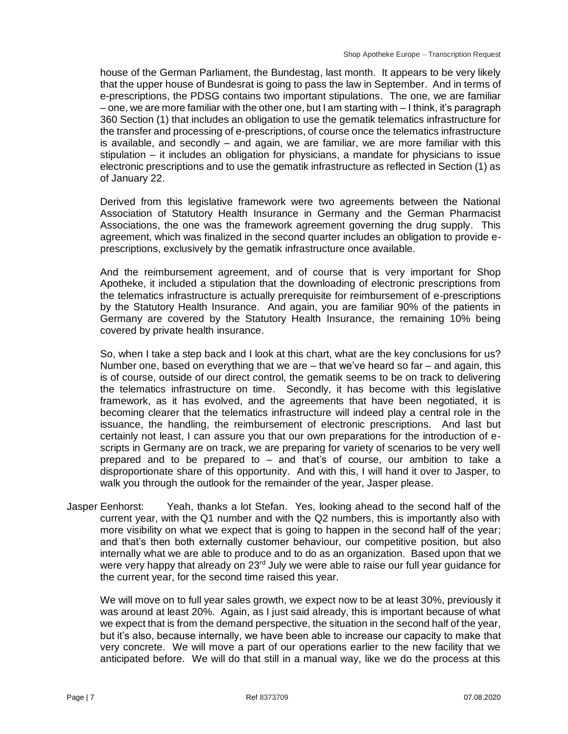house of the German Parliament, the Bundestag, last month. It appears to be very likely that the upper house of Bundesrat is going to pass the law in September. And in terms of e-prescriptions, the PDSG contains two important stipulations. The one, we are familiar – one, we are more familiar with the other one, but I am starting with – I think, it's paragraph 360 Section (1) that includes an obligation to use the gematik telematics infrastructure for the transfer and processing of e-prescriptions, of course once the telematics infrastructure is available, and secondly – and again, we are familiar, we are more familiar with this stipulation – it includes an obligation for physicians, a mandate for physicians to issue electronic prescriptions and to use the gematik infrastructure as reflected in Section (1) as of January 22.

Derived from this legislative framework were two agreements between the National Association of Statutory Health Insurance in Germany and the German Pharmacist Associations, the one was the framework agreement governing the drug supply. This agreement, which was finalized in the second quarter includes an obligation to provide e-prescriptions, exclusively by the gematik infrastructure once available.

And the reimbursement agreement, and of course that is very important for Shop Apotheke, it included a stipulation that the downloading of electronic prescriptions from the telematics infrastructure is actually prerequisite for reimbursement of e-prescriptions by the Statutory Health Insurance. And again, you are familiar 90% of the patients in Germany are covered by the Statutory Health Insurance, the remaining 10% being covered by private health insurance.

So, when I take a step back and I look at this chart, what are the key conclusions for us? Number one, based on everything that we are – that we've heard so far – and again, this is of course, outside of our direct control, the gematik seems to be on track to delivering the telematics infrastructure on time. Secondly, it has become with this legislative framework, as it has evolved, and the agreements that have been negotiated, it is becoming clearer that the telematics infrastructure will indeed play a central role in the issuance, the handling, the reimbursement of electronic prescriptions. And last but certainly not least, I can assure you that our own preparations for the introduction of e-scripts in Germany are on track, we are preparing for variety of scenarios to be very well prepared and to be prepared to – and that's of course, our ambition to take a disproportionate share of this opportunity. And with this, I will hand it over to Jasper, to walk you through the outlook for the remainder of the year, Jasper please.

Jasper Eenhorst: Yeah, thanks a lot Stefan. Yes, looking ahead to the second half of the current year, with the Q1 number and with the Q2 numbers, this is importantly also with more visibility on what we expect that is going to happen in the second half of the year; and that's then both externally customer behaviour, our competitive position, but also internally what we are able to produce and to do as an organization. Based upon that we were very happy that already on 23rd July we were able to raise our full year guidance for the current year, for the second time raised this year.

We will move on to full year sales growth, we expect now to be at least 30%, previously it was around at least 20%. Again, as I just said already, this is important because of what we expect that is from the demand perspective, the situation in the second half of the year, but it's also, because internally, we have been able to increase our capacity to make that very concrete. We will move a part of our operations earlier to the new facility that we anticipated before. We will do that still in a manual way, like we do the process at this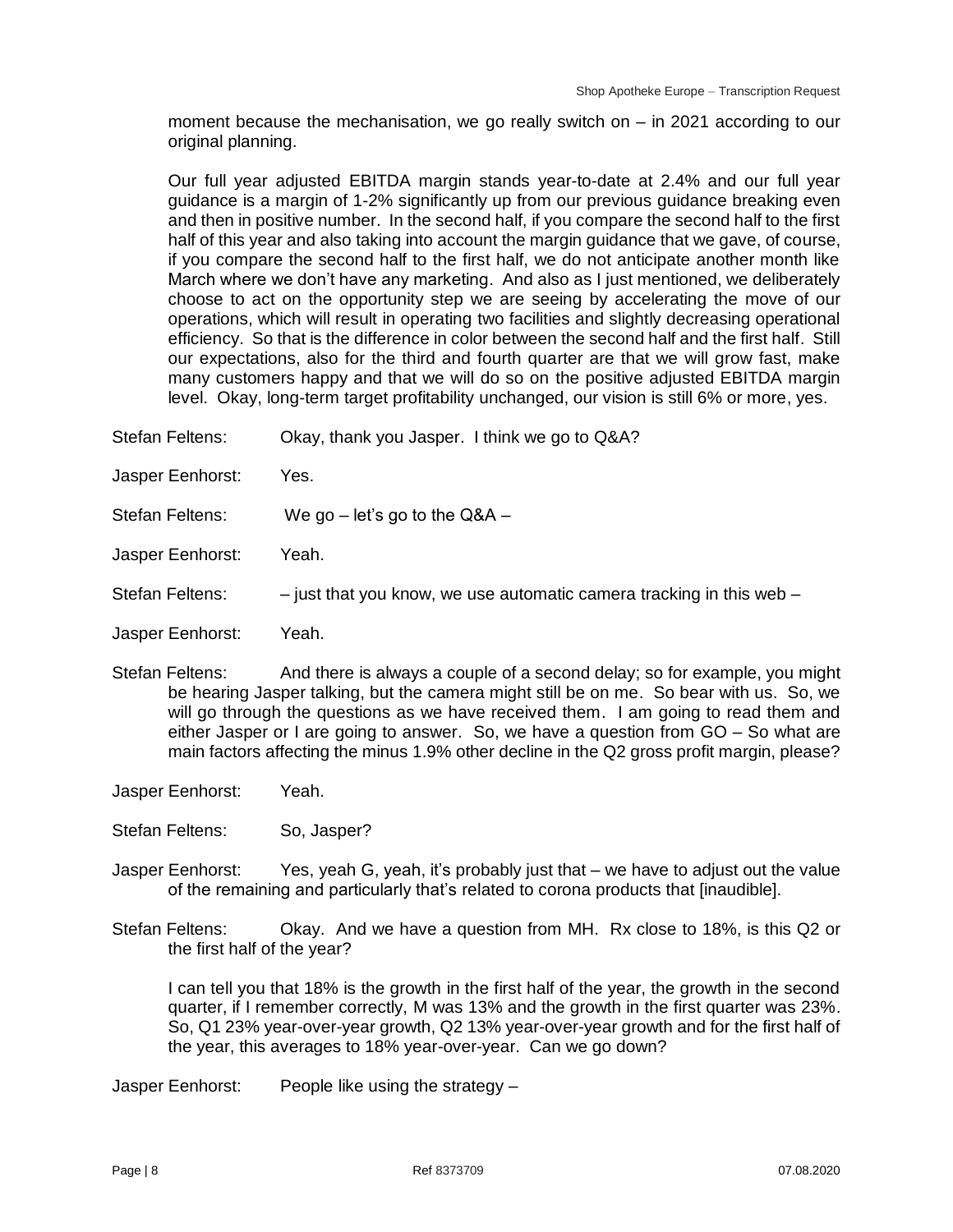moment because the mechanisation, we go really switch on – in 2021 according to our original planning.

Our full year adjusted EBITDA margin stands year-to-date at 2.4% and our full year guidance is a margin of 1-2% significantly up from our previous guidance breaking even and then in positive number. In the second half, if you compare the second half to the first half of this year and also taking into account the margin guidance that we gave, of course, if you compare the second half to the first half, we do not anticipate another month like March where we don't have any marketing. And also as I just mentioned, we deliberately choose to act on the opportunity step we are seeing by accelerating the move of our operations, which will result in operating two facilities and slightly decreasing operational efficiency. So that is the difference in color between the second half and the first half. Still our expectations, also for the third and fourth quarter are that we will grow fast, make many customers happy and that we will do so on the positive adjusted EBITDA margin level. Okay, long-term target profitability unchanged, our vision is still 6% or more, yes.

Stefan Feltens: Okay, thank you Jasper. I think we go to Q&A?

Jasper Eenhorst: Yes.

Stefan Feltens: We go – let's go to the Q&A –

Jasper Eenhorst: Yeah.

Stefan Feltens: – just that you know, we use automatic camera tracking in this web –

Jasper Eenhorst: Yeah.

Stefan Feltens: And there is always a couple of a second delay; so for example, you might be hearing Jasper talking, but the camera might still be on me. So bear with us. So, we will go through the questions as we have received them. I am going to read them and either Jasper or I are going to answer. So, we have a question from GO – So what are main factors affecting the minus 1.9% other decline in the Q2 gross profit margin, please?

Jasper Eenhorst: Yeah.

Stefan Feltens: So, Jasper?

Jasper Eenhorst: Yes, yeah G, yeah, it's probably just that – we have to adjust out the value of the remaining and particularly that's related to corona products that [inaudible].

Stefan Feltens: Okay. And we have a question from MH. Rx close to 18%, is this Q2 or the first half of the year?

I can tell you that 18% is the growth in the first half of the year, the growth in the second quarter, if I remember correctly, M was 13% and the growth in the first quarter was 23%. So, Q1 23% year-over-year growth, Q2 13% year-over-year growth and for the first half of the year, this averages to 18% year-over-year. Can we go down?

Jasper Eenhorst: People like using the strategy –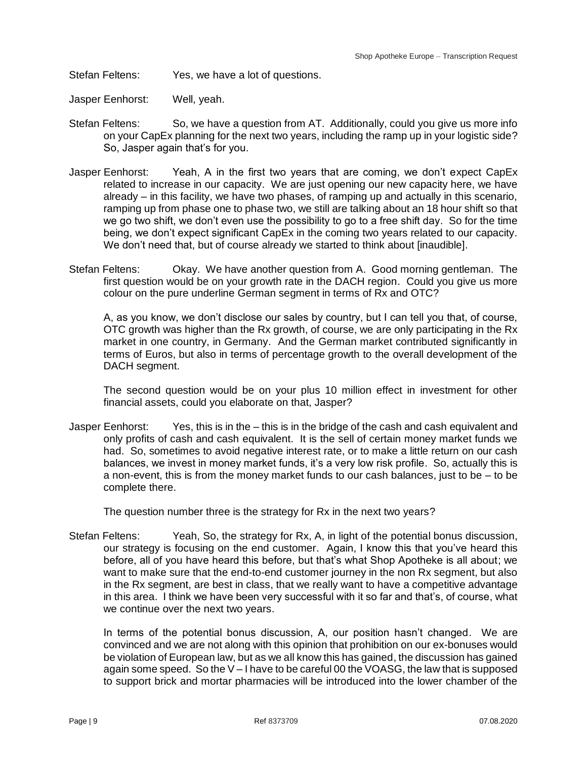Stefan Feltens: Yes, we have a lot of questions.

Jasper Eenhorst: Well, yeah.

Stefan Feltens: So, we have a question from AT. Additionally, could you give us more info on your CapEx planning for the next two years, including the ramp up in your logistic side? So, Jasper again that's for you.

Jasper Eenhorst: Yeah, A in the first two years that are coming, we don't expect CapEx related to increase in our capacity. We are just opening our new capacity here, we have already – in this facility, we have two phases, of ramping up and actually in this scenario, ramping up from phase one to phase two, we still are talking about an 18 hour shift so that we go two shift, we don't even use the possibility to go to a free shift day. So for the time being, we don't expect significant CapEx in the coming two years related to our capacity. We don't need that, but of course already we started to think about [inaudible].

Stefan Feltens: Okay. We have another question from A. Good morning gentleman. The first question would be on your growth rate in the DACH region. Could you give us more colour on the pure underline German segment in terms of Rx and OTC?

A, as you know, we don't disclose our sales by country, but I can tell you that, of course, OTC growth was higher than the Rx growth, of course, we are only participating in the Rx market in one country, in Germany. And the German market contributed significantly in terms of Euros, but also in terms of percentage growth to the overall development of the DACH segment.

The second question would be on your plus 10 million effect in investment for other financial assets, could you elaborate on that, Jasper?

Jasper Eenhorst: Yes, this is in the – this is in the bridge of the cash and cash equivalent and only profits of cash and cash equivalent. It is the sell of certain money market funds we had. So, sometimes to avoid negative interest rate, or to make a little return on our cash balances, we invest in money market funds, it's a very low risk profile. So, actually this is a non-event, this is from the money market funds to our cash balances, just to be – to be complete there.

The question number three is the strategy for Rx in the next two years?

Stefan Feltens: Yeah, So, the strategy for Rx, A, in light of the potential bonus discussion, our strategy is focusing on the end customer. Again, I know this that you've heard this before, all of you have heard this before, but that's what Shop Apotheke is all about; we want to make sure that the end-to-end customer journey in the non Rx segment, but also in the Rx segment, are best in class, that we really want to have a competitive advantage in this area. I think we have been very successful with it so far and that's, of course, what we continue over the next two years.

In terms of the potential bonus discussion, A, our position hasn't changed. We are convinced and we are not along with this opinion that prohibition on our ex-bonuses would be violation of European law, but as we all know this has gained, the discussion has gained again some speed. So the V – I have to be careful 00 the VOASG, the law that is supposed to support brick and mortar pharmacies will be introduced into the lower chamber of the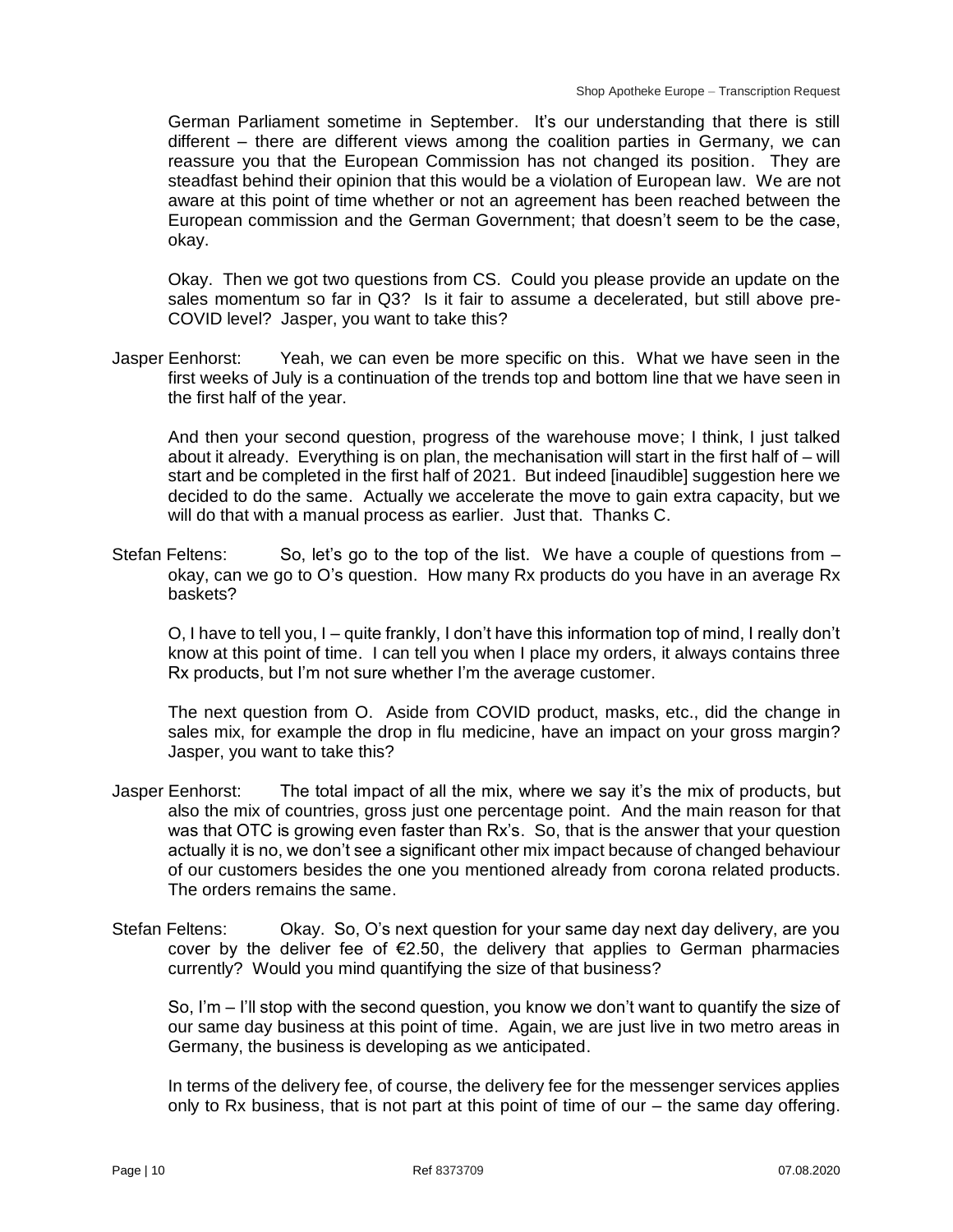German Parliament sometime in September. It's our understanding that there is still different – there are different views among the coalition parties in Germany, we can reassure you that the European Commission has not changed its position. They are steadfast behind their opinion that this would be a violation of European law. We are not aware at this point of time whether or not an agreement has been reached between the European commission and the German Government; that doesn't seem to be the case, okay.

Okay. Then we got two questions from CS. Could you please provide an update on the sales momentum so far in Q3? Is it fair to assume a decelerated, but still above pre-COVID level? Jasper, you want to take this?

Jasper Eenhorst: Yeah, we can even be more specific on this. What we have seen in the first weeks of July is a continuation of the trends top and bottom line that we have seen in the first half of the year.

And then your second question, progress of the warehouse move; I think, I just talked about it already. Everything is on plan, the mechanisation will start in the first half of – will start and be completed in the first half of 2021. But indeed [inaudible] suggestion here we decided to do the same. Actually we accelerate the move to gain extra capacity, but we will do that with a manual process as earlier. Just that. Thanks C.

Stefan Feltens: So, let's go to the top of the list. We have a couple of questions from – okay, can we go to O's question. How many Rx products do you have in an average Rx baskets?

O, I have to tell you, I – quite frankly, I don't have this information top of mind, I really don't know at this point of time. I can tell you when I place my orders, it always contains three Rx products, but I'm not sure whether I'm the average customer.

The next question from O. Aside from COVID product, masks, etc., did the change in sales mix, for example the drop in flu medicine, have an impact on your gross margin? Jasper, you want to take this?

Jasper Eenhorst: The total impact of all the mix, where we say it's the mix of products, but also the mix of countries, gross just one percentage point. And the main reason for that was that OTC is growing even faster than Rx's. So, that is the answer that your question actually it is no, we don't see a significant other mix impact because of changed behaviour of our customers besides the one you mentioned already from corona related products. The orders remains the same.

Stefan Feltens: Okay. So, O's next question for your same day next day delivery, are you cover by the deliver fee of €2.50, the delivery that applies to German pharmacies currently? Would you mind quantifying the size of that business?

So, I'm – I'll stop with the second question, you know we don't want to quantify the size of our same day business at this point of time. Again, we are just live in two metro areas in Germany, the business is developing as we anticipated.

In terms of the delivery fee, of course, the delivery fee for the messenger services applies only to Rx business, that is not part at this point of time of our – the same day offering.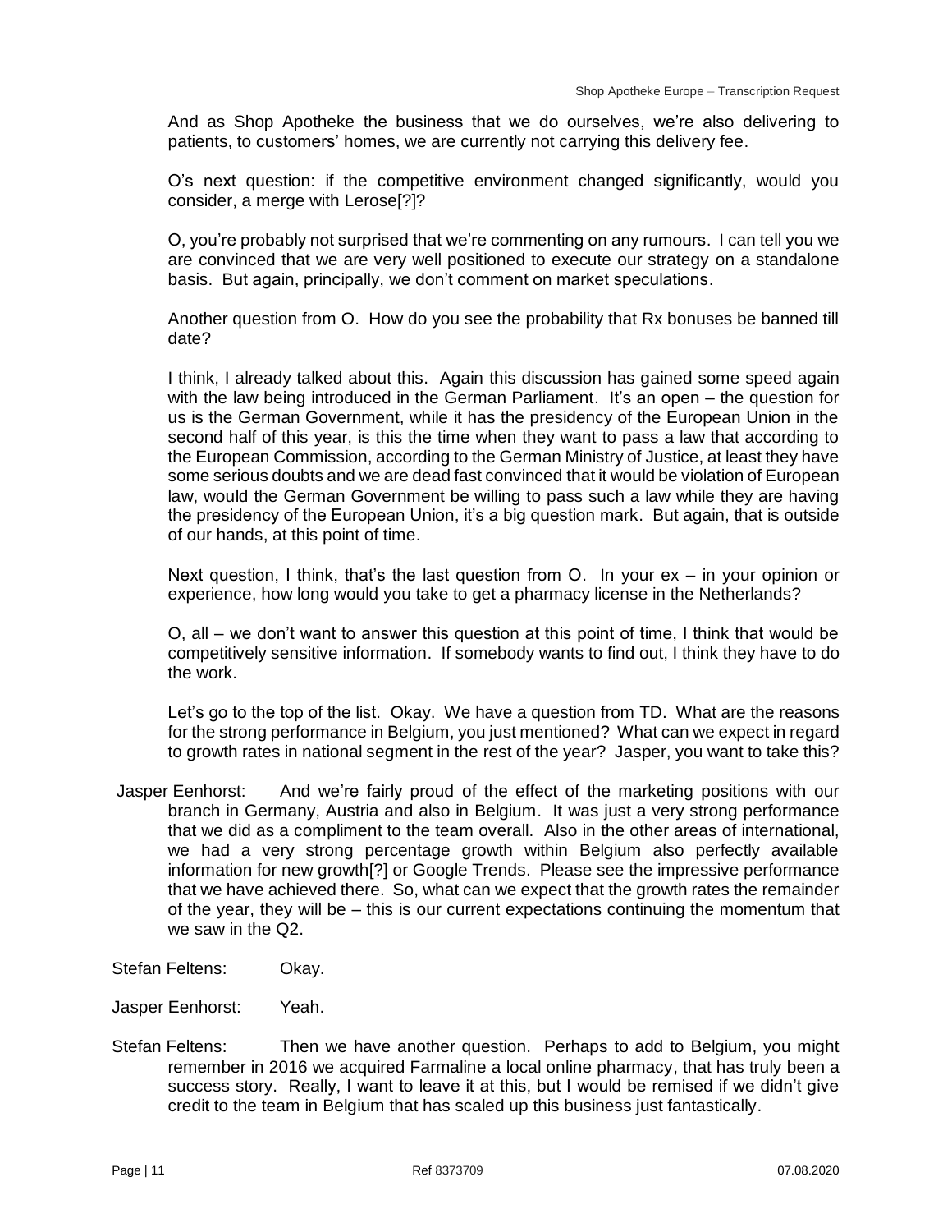And as Shop Apotheke the business that we do ourselves, we're also delivering to patients, to customers' homes, we are currently not carrying this delivery fee.

O's next question: if the competitive environment changed significantly, would you consider, a merge with Lerose[?]?

O, you're probably not surprised that we're commenting on any rumours. I can tell you we are convinced that we are very well positioned to execute our strategy on a standalone basis. But again, principally, we don't comment on market speculations.

Another question from O. How do you see the probability that Rx bonuses be banned till date?

I think, I already talked about this. Again this discussion has gained some speed again with the law being introduced in the German Parliament. It's an open – the question for us is the German Government, while it has the presidency of the European Union in the second half of this year, is this the time when they want to pass a law that according to the European Commission, according to the German Ministry of Justice, at least they have some serious doubts and we are dead fast convinced that it would be violation of European law, would the German Government be willing to pass such a law while they are having the presidency of the European Union, it's a big question mark. But again, that is outside of our hands, at this point of time.

Next question, I think, that's the last question from O. In your ex – in your opinion or experience, how long would you take to get a pharmacy license in the Netherlands?

O, all – we don't want to answer this question at this point of time, I think that would be competitively sensitive information. If somebody wants to find out, I think they have to do the work.

Let's go to the top of the list. Okay. We have a question from TD. What are the reasons for the strong performance in Belgium, you just mentioned? What can we expect in regard to growth rates in national segment in the rest of the year? Jasper, you want to take this?

Jasper Eenhorst: And we're fairly proud of the effect of the marketing positions with our branch in Germany, Austria and also in Belgium. It was just a very strong performance that we did as a compliment to the team overall. Also in the other areas of international, we had a very strong percentage growth within Belgium also perfectly available information for new growth[?] or Google Trends. Please see the impressive performance that we have achieved there. So, what can we expect that the growth rates the remainder of the year, they will be – this is our current expectations continuing the momentum that we saw in the Q2.

Stefan Feltens: Okay.

Jasper Eenhorst: Yeah.

Stefan Feltens: Then we have another question. Perhaps to add to Belgium, you might remember in 2016 we acquired Farmaline a local online pharmacy, that has truly been a success story. Really, I want to leave it at this, but I would be remised if we didn't give credit to the team in Belgium that has scaled up this business just fantastically.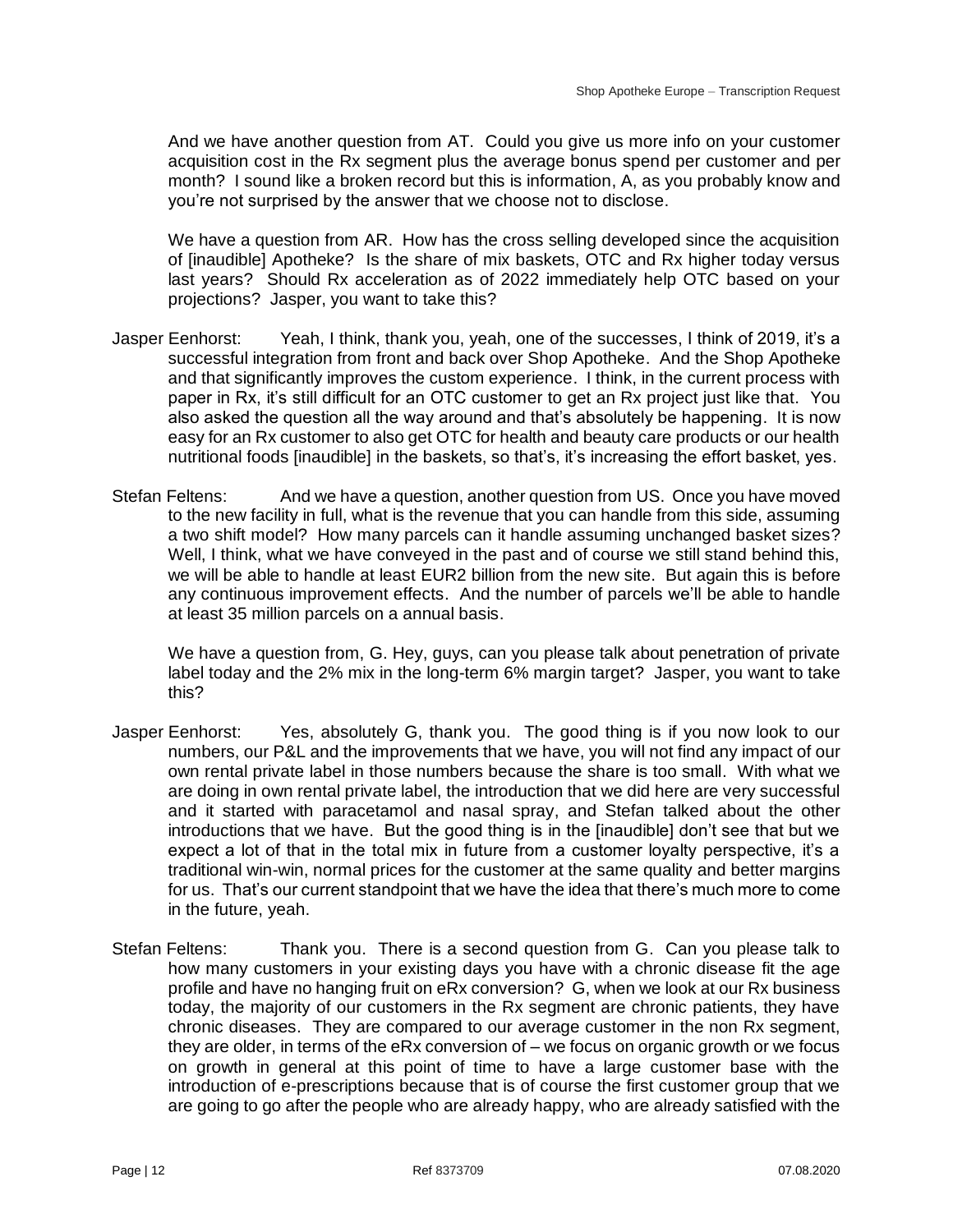And we have another question from AT. Could you give us more info on your customer acquisition cost in the Rx segment plus the average bonus spend per customer and per month? I sound like a broken record but this is information, A, as you probably know and you're not surprised by the answer that we choose not to disclose.

We have a question from AR. How has the cross selling developed since the acquisition of [inaudible] Apotheke? Is the share of mix baskets, OTC and Rx higher today versus last years? Should Rx acceleration as of 2022 immediately help OTC based on your projections? Jasper, you want to take this?

Jasper Eenhorst: Yeah, I think, thank you, yeah, one of the successes, I think of 2019, it's a successful integration from front and back over Shop Apotheke. And the Shop Apotheke and that significantly improves the custom experience. I think, in the current process with paper in Rx, it's still difficult for an OTC customer to get an Rx project just like that. You also asked the question all the way around and that's absolutely be happening. It is now easy for an Rx customer to also get OTC for health and beauty care products or our health nutritional foods [inaudible] in the baskets, so that's, it's increasing the effort basket, yes.

Stefan Feltens: And we have a question, another question from US. Once you have moved to the new facility in full, what is the revenue that you can handle from this side, assuming a two shift model? How many parcels can it handle assuming unchanged basket sizes? Well, I think, what we have conveyed in the past and of course we still stand behind this, we will be able to handle at least EUR2 billion from the new site. But again this is before any continuous improvement effects. And the number of parcels we'll be able to handle at least 35 million parcels on a annual basis.

We have a question from, G. Hey, guys, can you please talk about penetration of private label today and the 2% mix in the long-term 6% margin target? Jasper, you want to take this?

Jasper Eenhorst: Yes, absolutely G, thank you. The good thing is if you now look to our numbers, our P&L and the improvements that we have, you will not find any impact of our own rental private label in those numbers because the share is too small. With what we are doing in own rental private label, the introduction that we did here are very successful and it started with paracetamol and nasal spray, and Stefan talked about the other introductions that we have. But the good thing is in the [inaudible] don't see that but we expect a lot of that in the total mix in future from a customer loyalty perspective, it's a traditional win-win, normal prices for the customer at the same quality and better margins for us. That's our current standpoint that we have the idea that there's much more to come in the future, yeah.

Stefan Feltens: Thank you. There is a second question from G. Can you please talk to how many customers in your existing days you have with a chronic disease fit the age profile and have no hanging fruit on eRx conversion? G, when we look at our Rx business today, the majority of our customers in the Rx segment are chronic patients, they have chronic diseases. They are compared to our average customer in the non Rx segment, they are older, in terms of the eRx conversion of – we focus on organic growth or we focus on growth in general at this point of time to have a large customer base with the introduction of e-prescriptions because that is of course the first customer group that we are going to go after the people who are already happy, who are already satisfied with the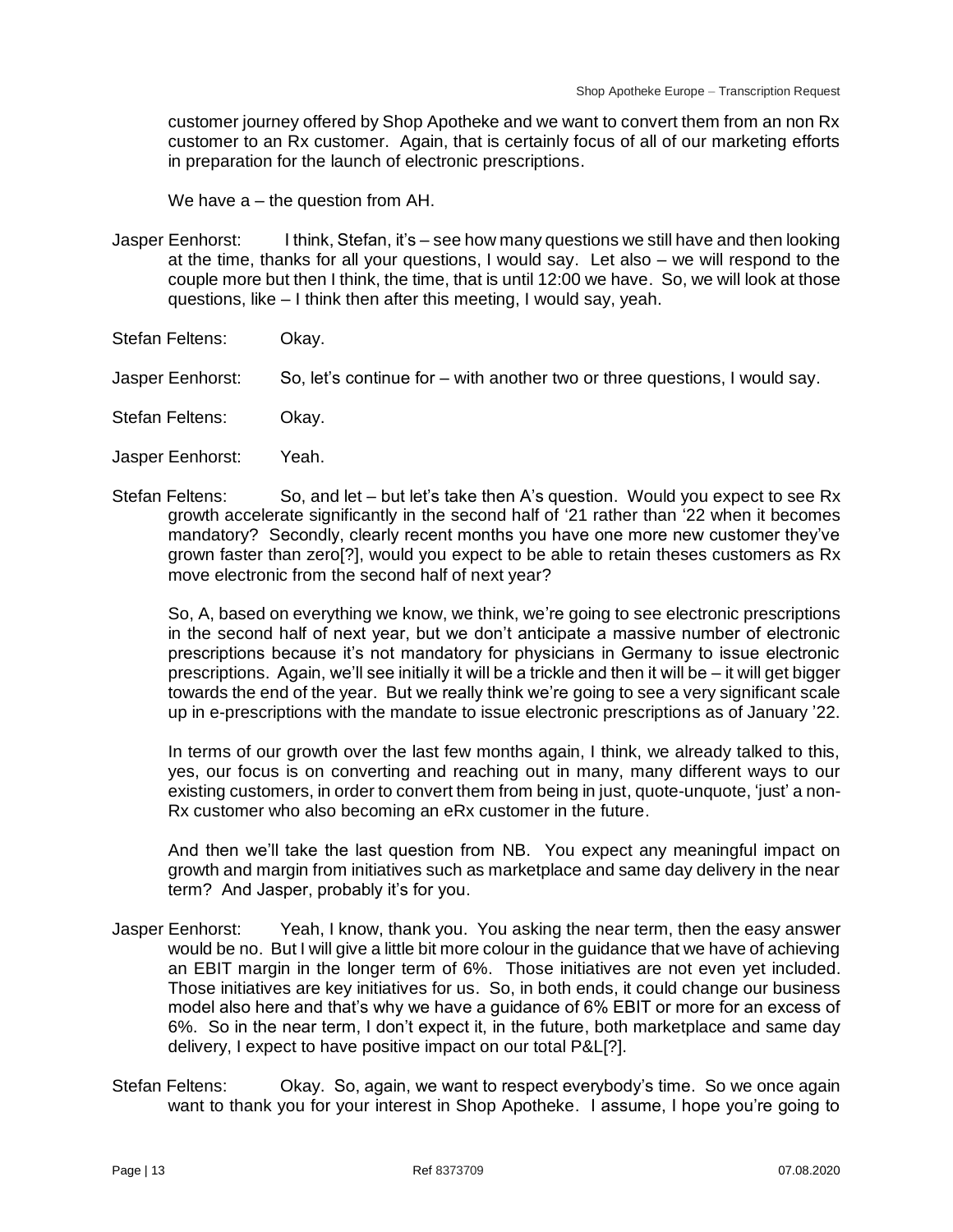customer journey offered by Shop Apotheke and we want to convert them from an non Rx customer to an Rx customer. Again, that is certainly focus of all of our marketing efforts in preparation for the launch of electronic prescriptions.

We have a – the question from AH.

Jasper Eenhorst: I think, Stefan, it's – see how many questions we still have and then looking at the time, thanks for all your questions, I would say. Let also – we will respond to the couple more but then I think, the time, that is until 12:00 we have. So, we will look at those questions, like – I think then after this meeting, I would say, yeah.

Stefan Feltens: Okay.

Jasper Eenhorst: So, let's continue for – with another two or three questions, I would say.

Stefan Feltens: Okay.

Jasper Eenhorst: Yeah.

Stefan Feltens: So, and let – but let's take then A's question. Would you expect to see Rx growth accelerate significantly in the second half of '21 rather than '22 when it becomes mandatory? Secondly, clearly recent months you have one more new customer they've grown faster than zero[?], would you expect to be able to retain theses customers as Rx move electronic from the second half of next year?

So, A, based on everything we know, we think, we're going to see electronic prescriptions in the second half of next year, but we don't anticipate a massive number of electronic prescriptions because it's not mandatory for physicians in Germany to issue electronic prescriptions. Again, we'll see initially it will be a trickle and then it will be – it will get bigger towards the end of the year. But we really think we're going to see a very significant scale up in e-prescriptions with the mandate to issue electronic prescriptions as of January '22.

In terms of our growth over the last few months again, I think, we already talked to this, yes, our focus is on converting and reaching out in many, many different ways to our existing customers, in order to convert them from being in just, quote-unquote, 'just' a non-Rx customer who also becoming an eRx customer in the future.

And then we'll take the last question from NB. You expect any meaningful impact on growth and margin from initiatives such as marketplace and same day delivery in the near term? And Jasper, probably it's for you.

Jasper Eenhorst: Yeah, I know, thank you. You asking the near term, then the easy answer would be no. But I will give a little bit more colour in the guidance that we have of achieving an EBIT margin in the longer term of 6%. Those initiatives are not even yet included. Those initiatives are key initiatives for us. So, in both ends, it could change our business model also here and that's why we have a guidance of 6% EBIT or more for an excess of 6%. So in the near term, I don't expect it, in the future, both marketplace and same day delivery, I expect to have positive impact on our total P&L[?].

Stefan Feltens: Okay. So, again, we want to respect everybody's time. So we once again want to thank you for your interest in Shop Apotheke. I assume, I hope you're going to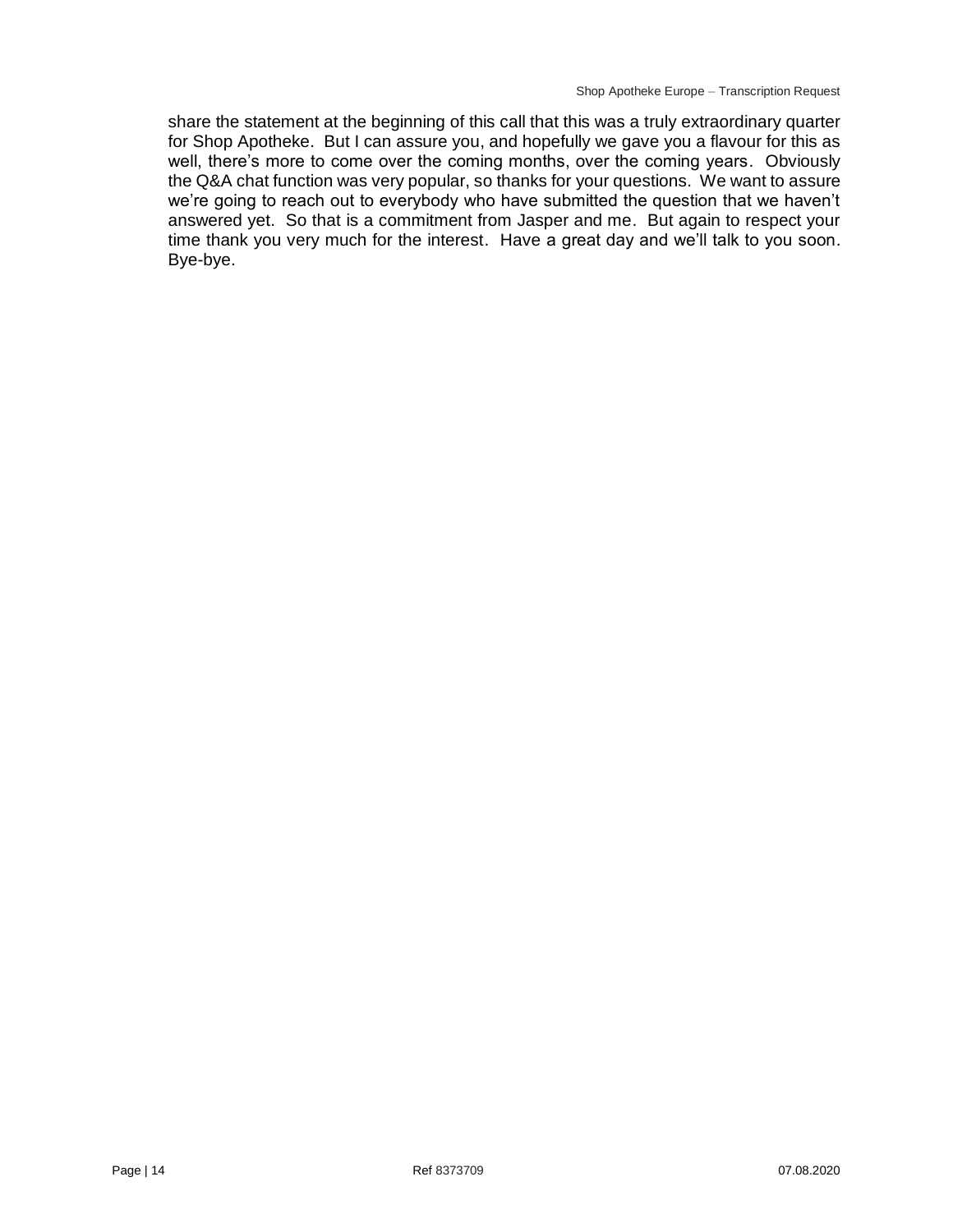share the statement at the beginning of this call that this was a truly extraordinary quarter for Shop Apotheke. But I can assure you, and hopefully we gave you a flavour for this as well, there's more to come over the coming months, over the coming years. Obviously the Q&A chat function was very popular, so thanks for your questions. We want to assure we're going to reach out to everybody who have submitted the question that we haven't answered yet. So that is a commitment from Jasper and me. But again to respect your time thank you very much for the interest. Have a great day and we'll talk to you soon. Bye-bye.